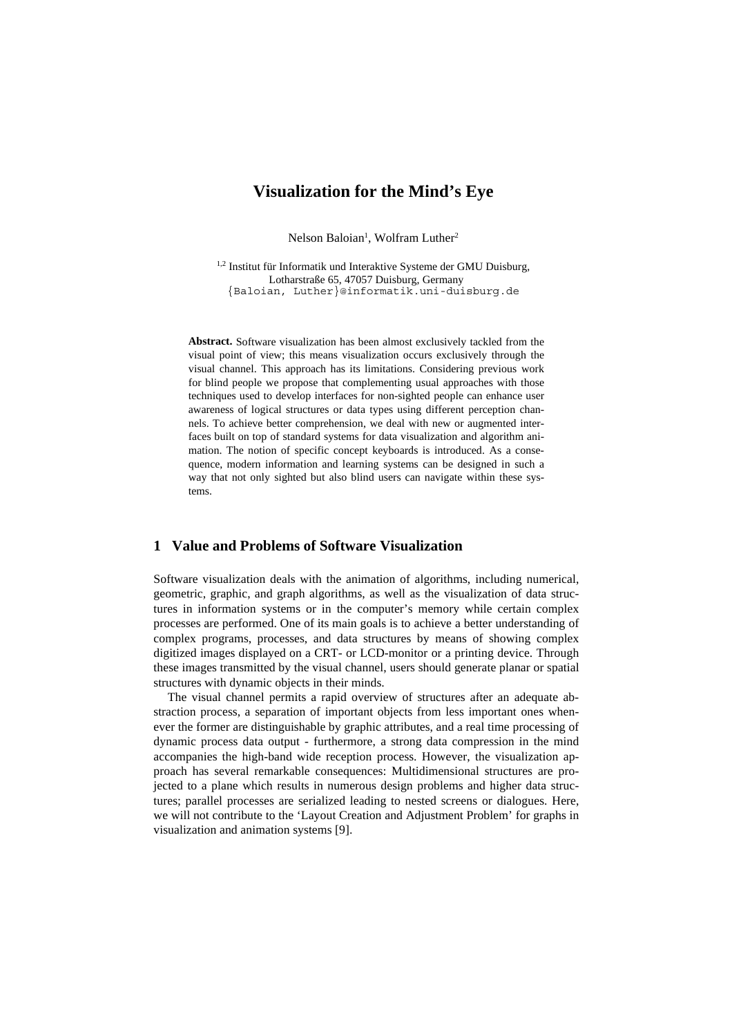# Visualization for the Mind's Eye

Nelson Baloian[1], Wolfram Luther[2]

[1,2] Institut für Informatik und Interaktive Systeme der GMU Duisburg, Lotharstraße 65, 47057 Duisburg, Germany
{Baloian, Luther}@informatik.uni-duisburg.de

**Abstract.** Software visualization has been almost exclusively tackled from the visual point of view; this means visualization occurs exclusively through the visual channel. This approach has its limitations. Considering previous work for blind people we propose that complementing usual approaches with those techniques used to develop interfaces for non-sighted people can enhance user awareness of logical structures or data types using different perception channels. To achieve better comprehension, we deal with new or augmented interfaces built on top of standard systems for data visualization and algorithm animation. The notion of specific concept keyboards is introduced. As a consequence, modern information and learning systems can be designed in such a way that not only sighted but also blind users can navigate within these systems.

## 1 Value and Problems of Software Visualization

Software visualization deals with the animation of algorithms, including numerical, geometric, graphic, and graph algorithms, as well as the visualization of data structures in information systems or in the computer's memory while certain complex processes are performed. One of its main goals is to achieve a better understanding of complex programs, processes, and data structures by means of showing complex digitized images displayed on a CRT- or LCD-monitor or a printing device. Through these images transmitted by the visual channel, users should generate planar or spatial structures with dynamic objects in their minds.

The visual channel permits a rapid overview of structures after an adequate abstraction process, a separation of important objects from less important ones whenever the former are distinguishable by graphic attributes, and a real time processing of dynamic process data output - furthermore, a strong data compression in the mind accompanies the high-band wide reception process. However, the visualization approach has several remarkable consequences: Multidimensional structures are projected to a plane which results in numerous design problems and higher data structures; parallel processes are serialized leading to nested screens or dialogues. Here, we will not contribute to the 'Layout Creation and Adjustment Problem' for graphs in visualization and animation systems [9].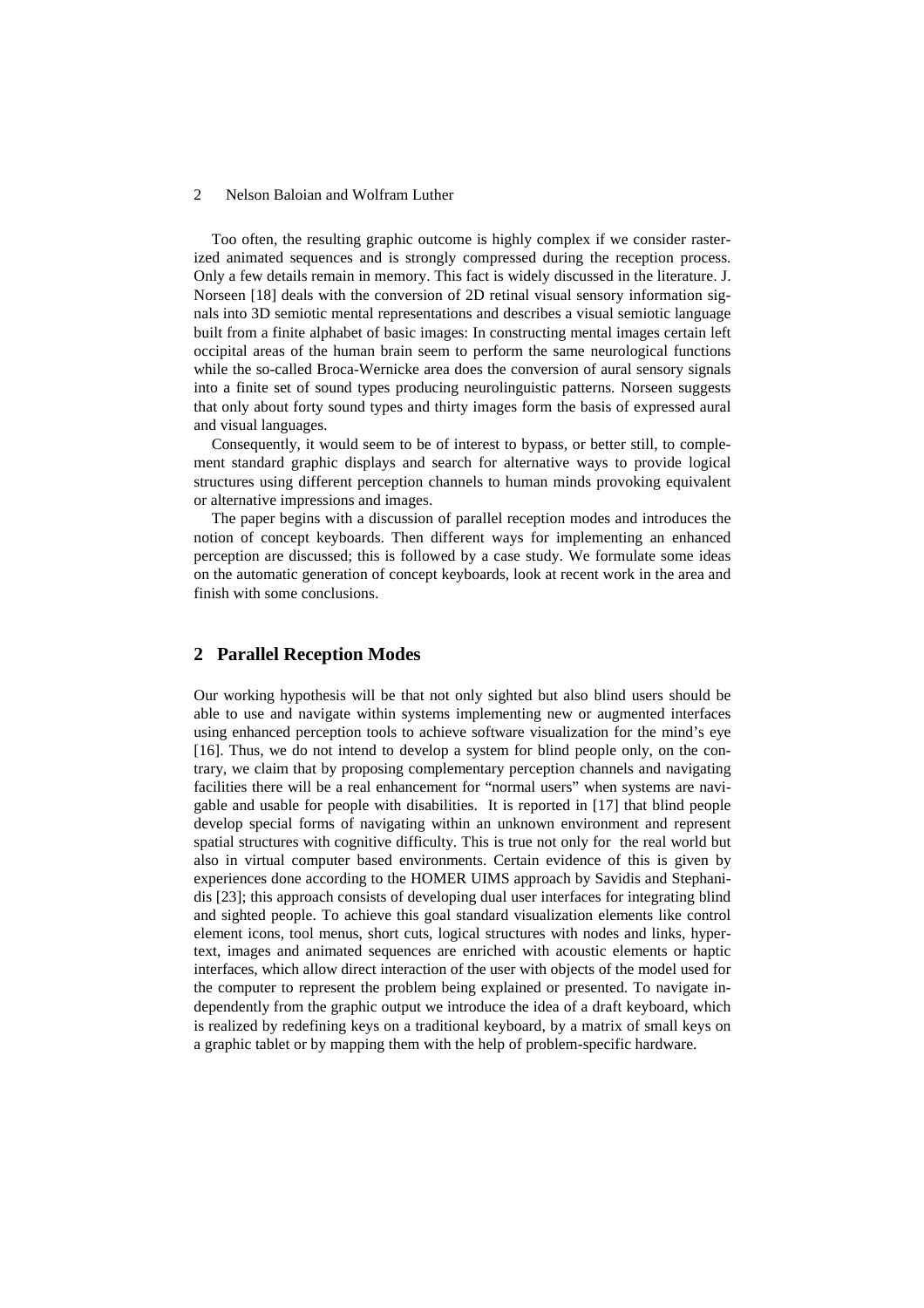Too often, the resulting graphic outcome is highly complex if we consider rasterized animated sequences and is strongly compressed during the reception process. Only a few details remain in memory. This fact is widely discussed in the literature. J. Norseen [18] deals with the conversion of 2D retinal visual sensory information signals into 3D semiotic mental representations and describes a visual semiotic language built from a finite alphabet of basic images: In constructing mental images certain left occipital areas of the human brain seem to perform the same neurological functions while the so-called Broca-Wernicke area does the conversion of aural sensory signals into a finite set of sound types producing neurolinguistic patterns. Norseen suggests that only about forty sound types and thirty images form the basis of expressed aural and visual languages.

Consequently, it would seem to be of interest to bypass, or better still, to complement standard graphic displays and search for alternative ways to provide logical structures using different perception channels to human minds provoking equivalent or alternative impressions and images.

The paper begins with a discussion of parallel reception modes and introduces the notion of concept keyboards. Then different ways for implementing an enhanced perception are discussed; this is followed by a case study. We formulate some ideas on the automatic generation of concept keyboards, look at recent work in the area and finish with some conclusions.

## 2 Parallel Reception Modes

Our working hypothesis will be that not only sighted but also blind users should be able to use and navigate within systems implementing new or augmented interfaces using enhanced perception tools to achieve software visualization for the mind's eye [16]. Thus, we do not intend to develop a system for blind people only, on the contrary, we claim that by proposing complementary perception channels and navigating facilities there will be a real enhancement for "normal users" when systems are navigable and usable for people with disabilities. It is reported in [17] that blind people develop special forms of navigating within an unknown environment and represent spatial structures with cognitive difficulty. This is true not only for the real world but also in virtual computer based environments. Certain evidence of this is given by experiences done according to the HOMER UIMS approach by Savidis and Stephanidis [23]; this approach consists of developing dual user interfaces for integrating blind and sighted people. To achieve this goal standard visualization elements like control element icons, tool menus, short cuts, logical structures with nodes and links, hypertext, images and animated sequences are enriched with acoustic elements or haptic interfaces, which allow direct interaction of the user with objects of the model used for the computer to represent the problem being explained or presented. To navigate independently from the graphic output we introduce the idea of a draft keyboard, which is realized by redefining keys on a traditional keyboard, by a matrix of small keys on a graphic tablet or by mapping them with the help of problem-specific hardware.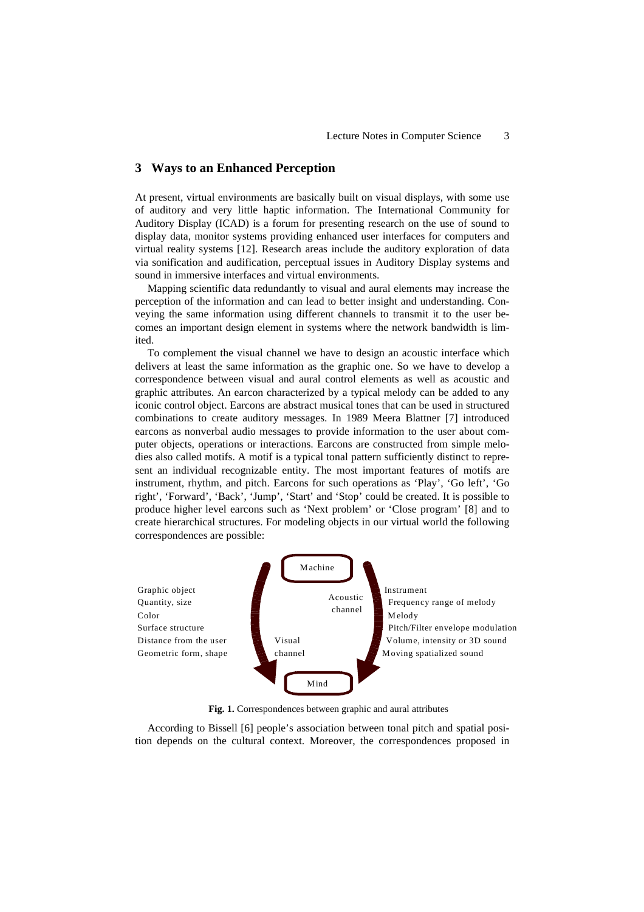## 3 Ways to an Enhanced Perception

At present, virtual environments are basically built on visual displays, with some use of auditory and very little haptic information. The International Community for Auditory Display (ICAD) is a forum for presenting research on the use of sound to display data, monitor systems providing enhanced user interfaces for computers and virtual reality systems [12]. Research areas include the auditory exploration of data via sonification and audification, perceptual issues in Auditory Display systems and sound in immersive interfaces and virtual environments.

Mapping scientific data redundantly to visual and aural elements may increase the perception of the information and can lead to better insight and understanding. Conveying the same information using different channels to transmit it to the user becomes an important design element in systems where the network bandwidth is limited.

To complement the visual channel we have to design an acoustic interface which delivers at least the same information as the graphic one. So we have to develop a correspondence between visual and aural control elements as well as acoustic and graphic attributes. An earcon characterized by a typical melody can be added to any iconic control object. Earcons are abstract musical tones that can be used in structured combinations to create auditory messages. In 1989 Meera Blattner [7] introduced earcons as nonverbal audio messages to provide information to the user about computer objects, operations or interactions. Earcons are constructed from simple melodies also called motifs. A motif is a typical tonal pattern sufficiently distinct to represent an individual recognizable entity. The most important features of motifs are instrument, rhythm, and pitch. Earcons for such operations as 'Play', 'Go left', 'Go right', 'Forward', 'Back', 'Jump', 'Start' and 'Stop' could be created. It is possible to produce higher level earcons such as 'Next problem' or 'Close program' [8] and to create hierarchical structures. For modeling objects in our virtual world the following correspondences are possible:

Machine

Graphic object
Quantity, size
Color
Surface structure
Distance from the user
Geometric form, shape

Visual channel

Acoustic channel

Instrument
Frequency range of melody
Melody
Pitch/Filter envelope modulation
Volume, intensity or 3D sound
Moving spatialized sound

Mind

**Fig. 1.** Correspondences between graphic and aural attributes

According to Bissell [6] people's association between tonal pitch and spatial position depends on the cultural context. Moreover, the correspondences proposed in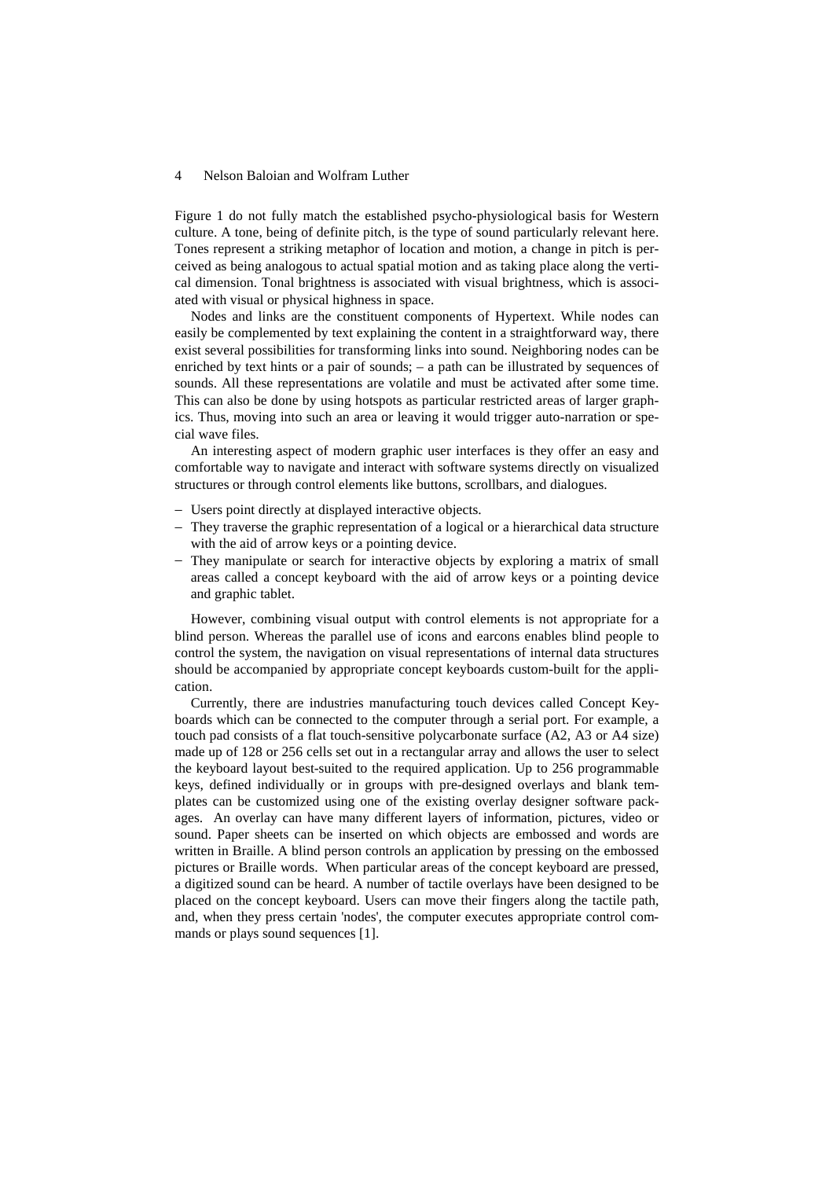Figure 1 do not fully match the established psycho-physiological basis for Western culture. A tone, being of definite pitch, is the type of sound particularly relevant here. Tones represent a striking metaphor of location and motion, a change in pitch is perceived as being analogous to actual spatial motion and as taking place along the vertical dimension. Tonal brightness is associated with visual brightness, which is associated with visual or physical highness in space.

Nodes and links are the constituent components of Hypertext. While nodes can easily be complemented by text explaining the content in a straightforward way, there exist several possibilities for transforming links into sound. Neighboring nodes can be enriched by text hints or a pair of sounds; – a path can be illustrated by sequences of sounds. All these representations are volatile and must be activated after some time. This can also be done by using hotspots as particular restricted areas of larger graphics. Thus, moving into such an area or leaving it would trigger auto-narration or special wave files.

An interesting aspect of modern graphic user interfaces is they offer an easy and comfortable way to navigate and interact with software systems directly on visualized structures or through control elements like buttons, scrollbars, and dialogues.

- Users point directly at displayed interactive objects.
- They traverse the graphic representation of a logical or a hierarchical data structure with the aid of arrow keys or a pointing device.
- They manipulate or search for interactive objects by exploring a matrix of small areas called a concept keyboard with the aid of arrow keys or a pointing device and graphic tablet.

However, combining visual output with control elements is not appropriate for a blind person. Whereas the parallel use of icons and earcons enables blind people to control the system, the navigation on visual representations of internal data structures should be accompanied by appropriate concept keyboards custom-built for the application.

Currently, there are industries manufacturing touch devices called Concept Keyboards which can be connected to the computer through a serial port. For example, a touch pad consists of a flat touch-sensitive polycarbonate surface (A2, A3 or A4 size) made up of 128 or 256 cells set out in a rectangular array and allows the user to select the keyboard layout best-suited to the required application. Up to 256 programmable keys, defined individually or in groups with pre-designed overlays and blank templates can be customized using one of the existing overlay designer software packages. An overlay can have many different layers of information, pictures, video or sound. Paper sheets can be inserted on which objects are embossed and words are written in Braille. A blind person controls an application by pressing on the embossed pictures or Braille words. When particular areas of the concept keyboard are pressed, a digitized sound can be heard. A number of tactile overlays have been designed to be placed on the concept keyboard. Users can move their fingers along the tactile path, and, when they press certain 'nodes', the computer executes appropriate control commands or plays sound sequences [1].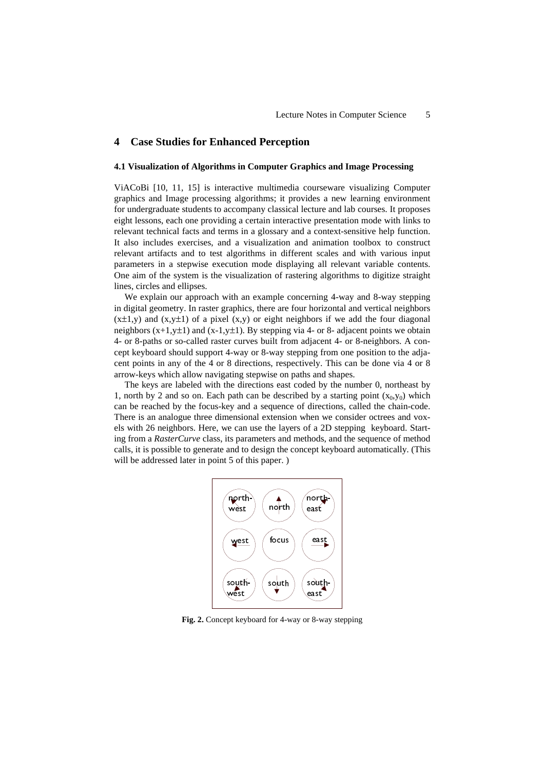## 4 Case Studies for Enhanced Perception

### 4.1 Visualization of Algorithms in Computer Graphics and Image Processing

ViACoBi [10, 11, 15] is interactive multimedia courseware visualizing Computer graphics and Image processing algorithms; it provides a new learning environment for undergraduate students to accompany classical lecture and lab courses. It proposes eight lessons, each one providing a certain interactive presentation mode with links to relevant technical facts and terms in a glossary and a context-sensitive help function. It also includes exercises, and a visualization and animation toolbox to construct relevant artifacts and to test algorithms in different scales and with various input parameters in a stepwise execution mode displaying all relevant variable contents. One aim of the system is the visualization of rastering algorithms to digitize straight lines, circles and ellipses.

We explain our approach with an example concerning 4-way and 8-way stepping in digital geometry. In raster graphics, there are four horizontal and vertical neighbors $(x\pm1,y)$ and $(x,y\pm1)$ of a pixel $(x,y)$ or eight neighbors if we add the four diagonal neighbors $(x+1,y\pm1)$ and $(x-1,y\pm1)$. By stepping via 4- or 8- adjacent points we obtain 4- or 8-paths or so-called raster curves built from adjacent 4- or 8-neighbors. A concept keyboard should support 4-way or 8-way stepping from one position to the adjacent points in any of the 4 or 8 directions, respectively. This can be done via 4 or 8 arrow-keys which allow navigating stepwise on paths and shapes.

The keys are labeled with the directions east coded by the number 0, northeast by 1, north by 2 and so on. Each path can be described by a starting point $(x_0,y_0)$ which can be reached by the focus-key and a sequence of directions, called the chain-code. There is an analogue three dimensional extension when we consider octrees and voxels with 26 neighbors. Here, we can use the layers of a 2D stepping keyboard. Starting from a *RasterCurve* class, its parameters and methods, and the sequence of method calls, it is possible to generate and to design the concept keyboard automatically. (This will be addressed later in point 5 of this paper. )

north-west
north
north-east
west
focus
east
south-west
south
south-east

**Fig. 2.** Concept keyboard for 4-way or 8-way stepping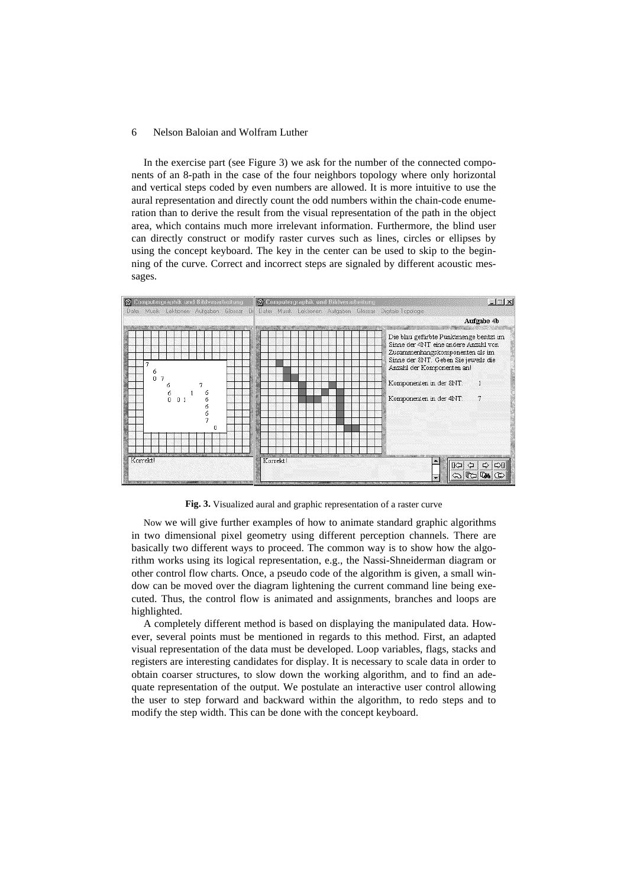In the exercise part (see Figure 3) we ask for the number of the connected components of an 8-path in the case of the four neighbors topology where only horizontal and vertical steps coded by even numbers are allowed. It is more intuitive to use the aural representation and directly count the odd numbers within the chain-code enumeration than to derive the result from the visual representation of the path in the object area, which contains much more irrelevant information. Furthermore, the blind user can directly construct or modify raster curves such as lines, circles or ellipses by using the concept keyboard. The key in the center can be used to skip to the beginning of the curve. Correct and incorrect steps are signaled by different acoustic messages.

**Fig. 3.** Visualized aural and graphic representation of a raster curve

Now we will give further examples of how to animate standard graphic algorithms in two dimensional pixel geometry using different perception channels. There are basically two different ways to proceed. The common way is to show how the algorithm works using its logical representation, e.g., the Nassi-Shneiderman diagram or other control flow charts. Once, a pseudo code of the algorithm is given, a small window can be moved over the diagram lightening the current command line being executed. Thus, the control flow is animated and assignments, branches and loops are highlighted.

A completely different method is based on displaying the manipulated data. However, several points must be mentioned in regards to this method. First, an adapted visual representation of the data must be developed. Loop variables, flags, stacks and registers are interesting candidates for display. It is necessary to scale data in order to obtain coarser structures, to slow down the working algorithm, and to find an adequate representation of the output. We postulate an interactive user control allowing the user to step forward and backward within the algorithm, to redo steps and to modify the step width. This can be done with the concept keyboard.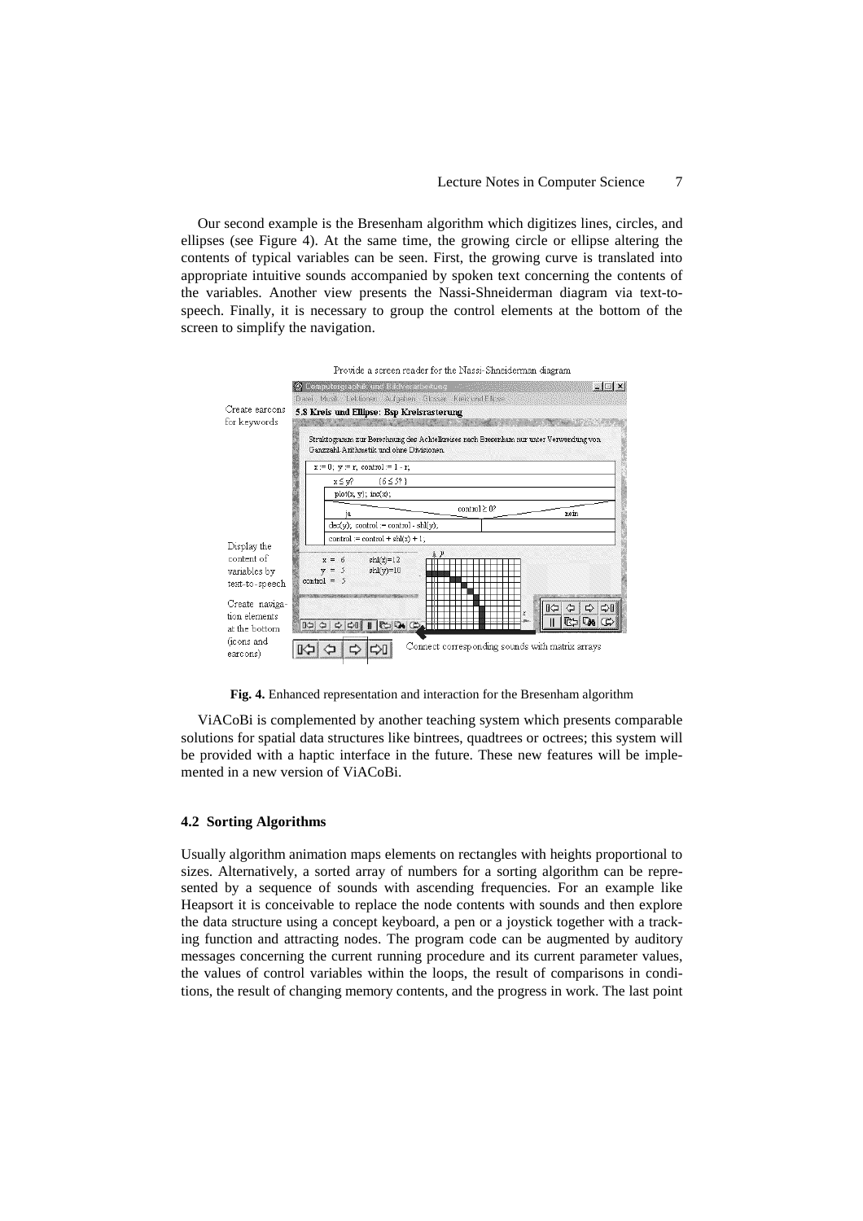Our second example is the Bresenham algorithm which digitizes lines, circles, and ellipses (see Figure 4). At the same time, the growing circle or ellipse altering the contents of typical variables can be seen. First, the growing curve is translated into appropriate intuitive sounds accompanied by spoken text concerning the contents of the variables. Another view presents the Nassi-Shneiderman diagram via text-to-speech. Finally, it is necessary to group the control elements at the bottom of the screen to simplify the navigation.

Provide a screen reader for the Nassi-Shneiderman diagram

Create earcons for keywords

Display the content of variables by text-to-speech

Create navigation elements at the bottom (icons and earcons)

Connect corresponding sounds with matrix arrays

**Fig. 4.** Enhanced representation and interaction for the Bresenham algorithm

ViACoBi is complemented by another teaching system which presents comparable solutions for spatial data structures like bintrees, quadtrees or octrees; this system will be provided with a haptic interface in the future. These new features will be implemented in a new version of ViACoBi.

### 4.2 Sorting Algorithms

Usually algorithm animation maps elements on rectangles with heights proportional to sizes. Alternatively, a sorted array of numbers for a sorting algorithm can be represented by a sequence of sounds with ascending frequencies. For an example like Heapsort it is conceivable to replace the node contents with sounds and then explore the data structure using a concept keyboard, a pen or a joystick together with a tracking function and attracting nodes. The program code can be augmented by auditory messages concerning the current running procedure and its current parameter values, the values of control variables within the loops, the result of comparisons in conditions, the result of changing memory contents, and the progress in work. The last point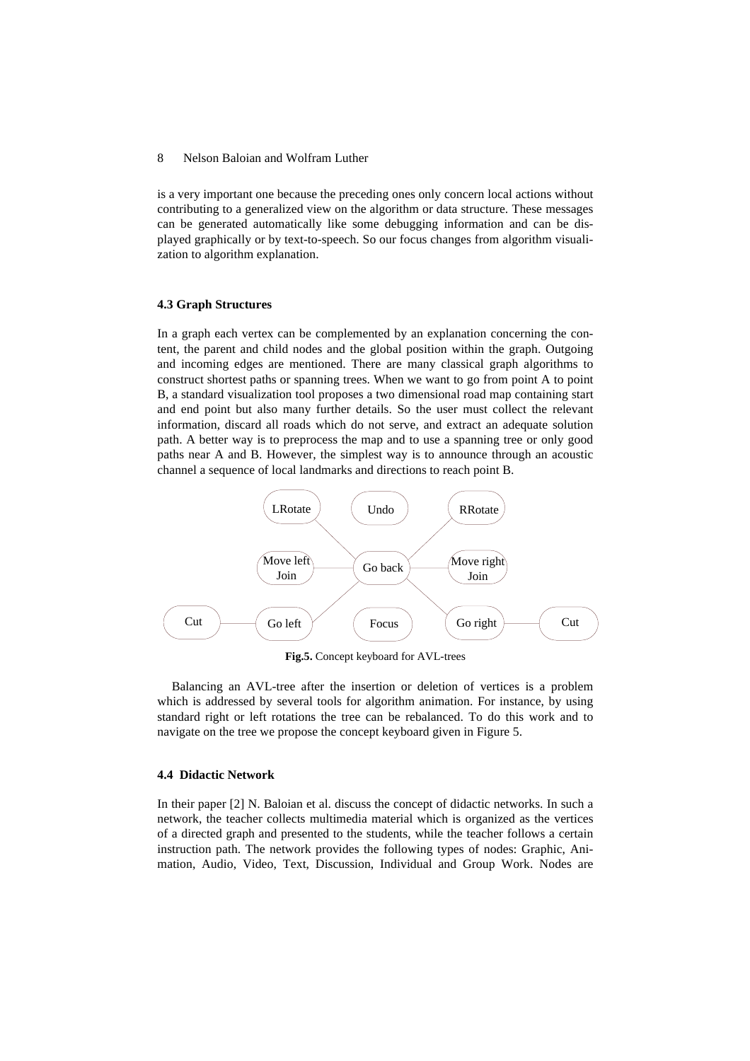is a very important one because the preceding ones only concern local actions without contributing to a generalized view on the algorithm or data structure. These messages can be generated automatically like some debugging information and can be displayed graphically or by text-to-speech. So our focus changes from algorithm visualization to algorithm explanation.

### 4.3 Graph Structures

In a graph each vertex can be complemented by an explanation concerning the content, the parent and child nodes and the global position within the graph. Outgoing and incoming edges are mentioned. There are many classical graph algorithms to construct shortest paths or spanning trees. When we want to go from point A to point B, a standard visualization tool proposes a two dimensional road map containing start and end point but also many further details. So the user must collect the relevant information, discard all roads which do not serve, and extract an adequate solution path. A better way is to preprocess the map and to use a spanning tree or only good paths near A and B. However, the simplest way is to announce through an acoustic channel a sequence of local landmarks and directions to reach point B.

LRotate
Undo
RRotate
Move left Join
Go back
Move right Join
Cut
Go left
Focus
Go right
Cut

**Fig.5.** Concept keyboard for AVL-trees

Balancing an AVL-tree after the insertion or deletion of vertices is a problem which is addressed by several tools for algorithm animation. For instance, by using standard right or left rotations the tree can be rebalanced. To do this work and to navigate on the tree we propose the concept keyboard given in Figure 5.

### 4.4 Didactic Network

In their paper [2] N. Baloian et al. discuss the concept of didactic networks. In such a network, the teacher collects multimedia material which is organized as the vertices of a directed graph and presented to the students, while the teacher follows a certain instruction path. The network provides the following types of nodes: Graphic, Animation, Audio, Video, Text, Discussion, Individual and Group Work. Nodes are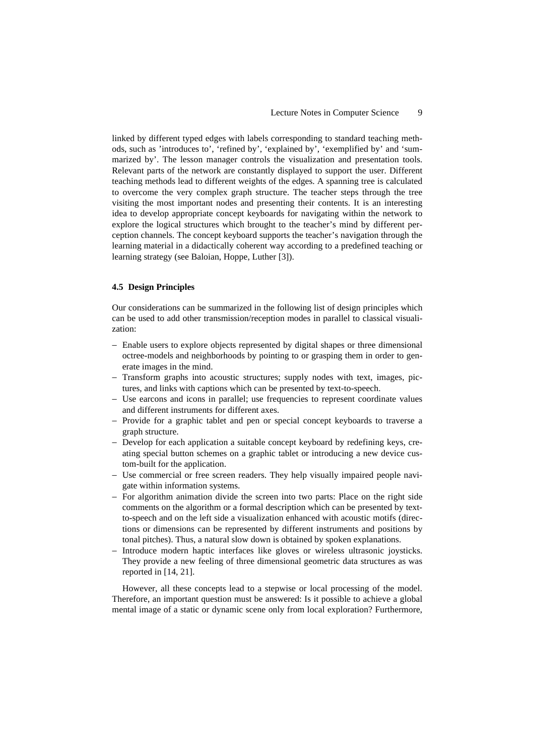linked by different typed edges with labels corresponding to standard teaching methods, such as 'introduces to', 'refined by', 'explained by', 'exemplified by' and 'summarized by'. The lesson manager controls the visualization and presentation tools. Relevant parts of the network are constantly displayed to support the user. Different teaching methods lead to different weights of the edges. A spanning tree is calculated to overcome the very complex graph structure. The teacher steps through the tree visiting the most important nodes and presenting their contents. It is an interesting idea to develop appropriate concept keyboards for navigating within the network to explore the logical structures which brought to the teacher's mind by different perception channels. The concept keyboard supports the teacher's navigation through the learning material in a didactically coherent way according to a predefined teaching or learning strategy (see Baloian, Hoppe, Luther [3]).

### 4.5 Design Principles

Our considerations can be summarized in the following list of design principles which can be used to add other transmission/reception modes in parallel to classical visualization:

- Enable users to explore objects represented by digital shapes or three dimensional octree-models and neighborhoods by pointing to or grasping them in order to generate images in the mind.
- Transform graphs into acoustic structures; supply nodes with text, images, pictures, and links with captions which can be presented by text-to-speech.
- Use earcons and icons in parallel; use frequencies to represent coordinate values and different instruments for different axes.
- Provide for a graphic tablet and pen or special concept keyboards to traverse a graph structure.
- Develop for each application a suitable concept keyboard by redefining keys, creating special button schemes on a graphic tablet or introducing a new device custom-built for the application.
- Use commercial or free screen readers. They help visually impaired people navigate within information systems.
- For algorithm animation divide the screen into two parts: Place on the right side comments on the algorithm or a formal description which can be presented by text-to-speech and on the left side a visualization enhanced with acoustic motifs (directions or dimensions can be represented by different instruments and positions by tonal pitches). Thus, a natural slow down is obtained by spoken explanations.
- Introduce modern haptic interfaces like gloves or wireless ultrasonic joysticks. They provide a new feeling of three dimensional geometric data structures as was reported in [14, 21].

However, all these concepts lead to a stepwise or local processing of the model. Therefore, an important question must be answered: Is it possible to achieve a global mental image of a static or dynamic scene only from local exploration? Furthermore,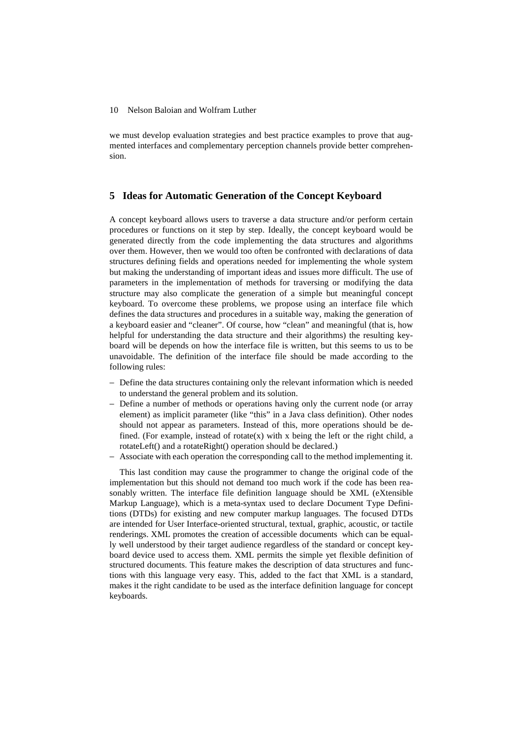we must develop evaluation strategies and best practice examples to prove that augmented interfaces and complementary perception channels provide better comprehension.

## 5 Ideas for Automatic Generation of the Concept Keyboard

A concept keyboard allows users to traverse a data structure and/or perform certain procedures or functions on it step by step. Ideally, the concept keyboard would be generated directly from the code implementing the data structures and algorithms over them. However, then we would too often be confronted with declarations of data structures defining fields and operations needed for implementing the whole system but making the understanding of important ideas and issues more difficult. The use of parameters in the implementation of methods for traversing or modifying the data structure may also complicate the generation of a simple but meaningful concept keyboard. To overcome these problems, we propose using an interface file which defines the data structures and procedures in a suitable way, making the generation of a keyboard easier and "cleaner". Of course, how "clean" and meaningful (that is, how helpful for understanding the data structure and their algorithms) the resulting keyboard will be depends on how the interface file is written, but this seems to us to be unavoidable. The definition of the interface file should be made according to the following rules:

- Define the data structures containing only the relevant information which is needed to understand the general problem and its solution.
- Define a number of methods or operations having only the current node (or array element) as implicit parameter (like "this" in a Java class definition). Other nodes should not appear as parameters. Instead of this, more operations should be defined. (For example, instead of rotate(x) with x being the left or the right child, a rotateLeft() and a rotateRight() operation should be declared.)
- Associate with each operation the corresponding call to the method implementing it.

This last condition may cause the programmer to change the original code of the implementation but this should not demand too much work if the code has been reasonably written. The interface file definition language should be XML (eXtensible Markup Language), which is a meta-syntax used to declare Document Type Definitions (DTDs) for existing and new computer markup languages. The focused DTDs are intended for User Interface-oriented structural, textual, graphic, acoustic, or tactile renderings. XML promotes the creation of accessible documents which can be equally well understood by their target audience regardless of the standard or concept keyboard device used to access them. XML permits the simple yet flexible definition of structured documents. This feature makes the description of data structures and functions with this language very easy. This, added to the fact that XML is a standard, makes it the right candidate to be used as the interface definition language for concept keyboards.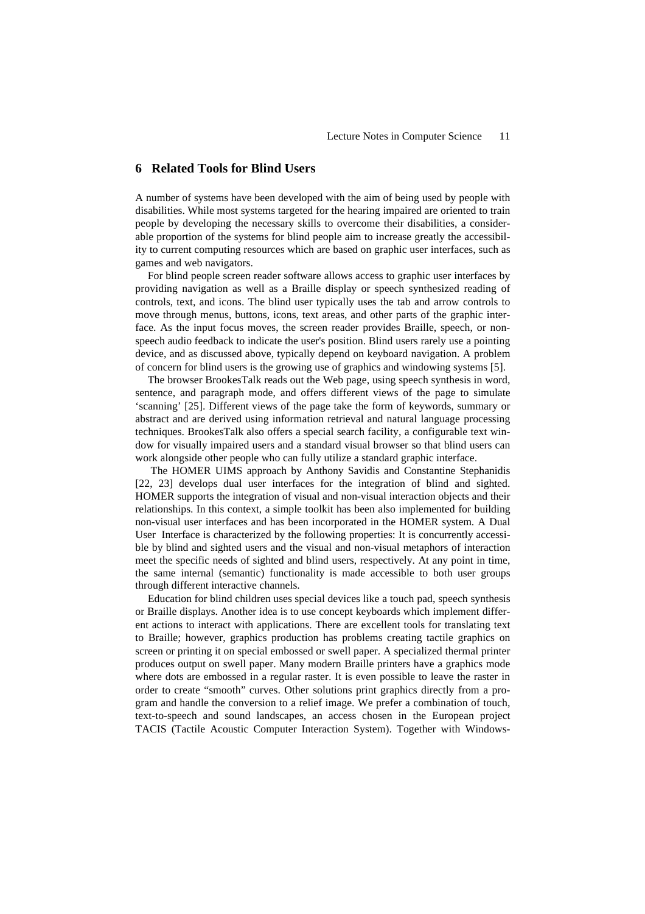## 6 Related Tools for Blind Users

A number of systems have been developed with the aim of being used by people with disabilities. While most systems targeted for the hearing impaired are oriented to train people by developing the necessary skills to overcome their disabilities, a considerable proportion of the systems for blind people aim to increase greatly the accessibility to current computing resources which are based on graphic user interfaces, such as games and web navigators.

For blind people screen reader software allows access to graphic user interfaces by providing navigation as well as a Braille display or speech synthesized reading of controls, text, and icons. The blind user typically uses the tab and arrow controls to move through menus, buttons, icons, text areas, and other parts of the graphic interface. As the input focus moves, the screen reader provides Braille, speech, or non-speech audio feedback to indicate the user's position. Blind users rarely use a pointing device, and as discussed above, typically depend on keyboard navigation. A problem of concern for blind users is the growing use of graphics and windowing systems [5].

The browser BrookesTalk reads out the Web page, using speech synthesis in word, sentence, and paragraph mode, and offers different views of the page to simulate 'scanning' [25]. Different views of the page take the form of keywords, summary or abstract and are derived using information retrieval and natural language processing techniques. BrookesTalk also offers a special search facility, a configurable text window for visually impaired users and a standard visual browser so that blind users can work alongside other people who can fully utilize a standard graphic interface.

The HOMER UIMS approach by Anthony Savidis and Constantine Stephanidis [22, 23] develops dual user interfaces for the integration of blind and sighted. HOMER supports the integration of visual and non-visual interaction objects and their relationships. In this context, a simple toolkit has been also implemented for building non-visual user interfaces and has been incorporated in the HOMER system. A Dual User Interface is characterized by the following properties: It is concurrently accessible by blind and sighted users and the visual and non-visual metaphors of interaction meet the specific needs of sighted and blind users, respectively. At any point in time, the same internal (semantic) functionality is made accessible to both user groups through different interactive channels.

Education for blind children uses special devices like a touch pad, speech synthesis or Braille displays. Another idea is to use concept keyboards which implement different actions to interact with applications. There are excellent tools for translating text to Braille; however, graphics production has problems creating tactile graphics on screen or printing it on special embossed or swell paper. A specialized thermal printer produces output on swell paper. Many modern Braille printers have a graphics mode where dots are embossed in a regular raster. It is even possible to leave the raster in order to create "smooth" curves. Other solutions print graphics directly from a program and handle the conversion to a relief image. We prefer a combination of touch, text-to-speech and sound landscapes, an access chosen in the European project TACIS (Tactile Acoustic Computer Interaction System). Together with Windows-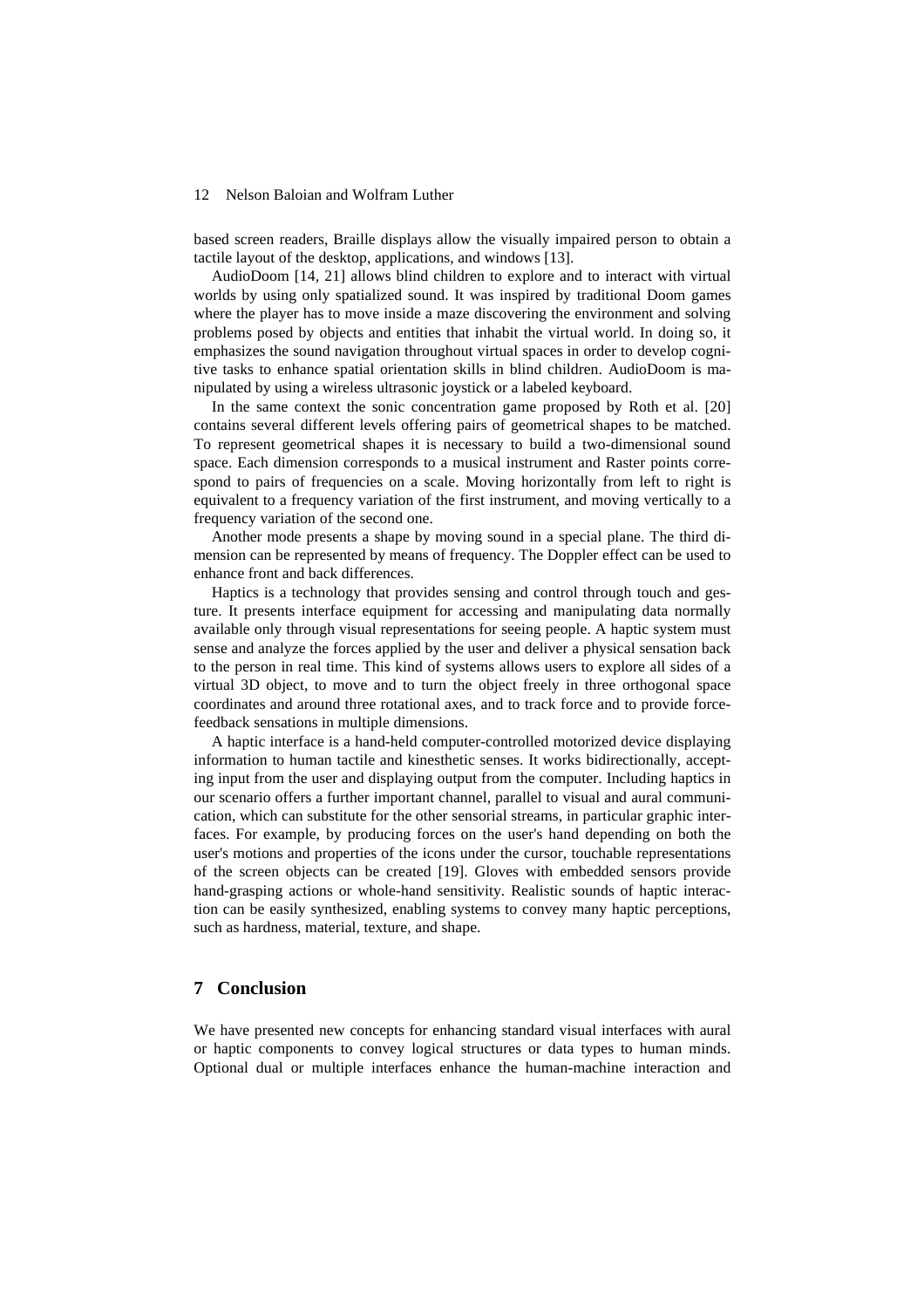based screen readers, Braille displays allow the visually impaired person to obtain a tactile layout of the desktop, applications, and windows [13].

AudioDoom [14, 21] allows blind children to explore and to interact with virtual worlds by using only spatialized sound. It was inspired by traditional Doom games where the player has to move inside a maze discovering the environment and solving problems posed by objects and entities that inhabit the virtual world. In doing so, it emphasizes the sound navigation throughout virtual spaces in order to develop cognitive tasks to enhance spatial orientation skills in blind children. AudioDoom is manipulated by using a wireless ultrasonic joystick or a labeled keyboard.

In the same context the sonic concentration game proposed by Roth et al. [20] contains several different levels offering pairs of geometrical shapes to be matched. To represent geometrical shapes it is necessary to build a two-dimensional sound space. Each dimension corresponds to a musical instrument and Raster points correspond to pairs of frequencies on a scale. Moving horizontally from left to right is equivalent to a frequency variation of the first instrument, and moving vertically to a frequency variation of the second one.

Another mode presents a shape by moving sound in a special plane. The third dimension can be represented by means of frequency. The Doppler effect can be used to enhance front and back differences.

Haptics is a technology that provides sensing and control through touch and gesture. It presents interface equipment for accessing and manipulating data normally available only through visual representations for seeing people. A haptic system must sense and analyze the forces applied by the user and deliver a physical sensation back to the person in real time. This kind of systems allows users to explore all sides of a virtual 3D object, to move and to turn the object freely in three orthogonal space coordinates and around three rotational axes, and to track force and to provide force-feedback sensations in multiple dimensions.

A haptic interface is a hand-held computer-controlled motorized device displaying information to human tactile and kinesthetic senses. It works bidirectionally, accepting input from the user and displaying output from the computer. Including haptics in our scenario offers a further important channel, parallel to visual and aural communication, which can substitute for the other sensorial streams, in particular graphic interfaces. For example, by producing forces on the user's hand depending on both the user's motions and properties of the icons under the cursor, touchable representations of the screen objects can be created [19]. Gloves with embedded sensors provide hand-grasping actions or whole-hand sensitivity. Realistic sounds of haptic interaction can be easily synthesized, enabling systems to convey many haptic perceptions, such as hardness, material, texture, and shape.

## 7 Conclusion

We have presented new concepts for enhancing standard visual interfaces with aural or haptic components to convey logical structures or data types to human minds. Optional dual or multiple interfaces enhance the human-machine interaction and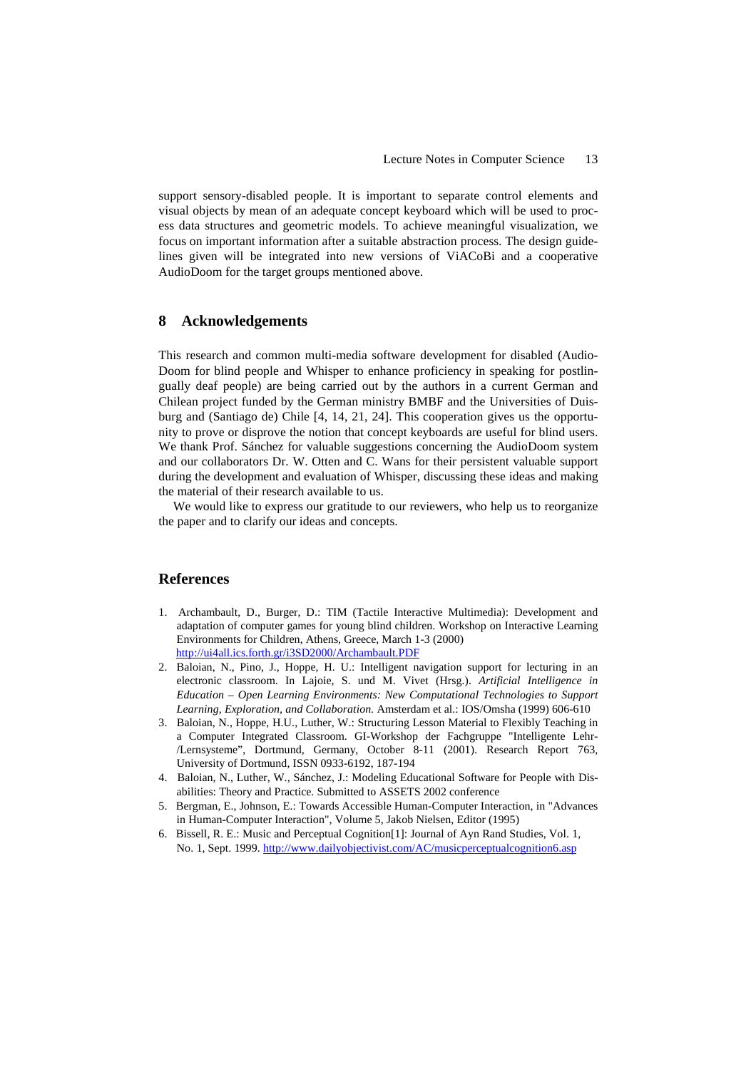support sensory-disabled people. It is important to separate control elements and visual objects by mean of an adequate concept keyboard which will be used to process data structures and geometric models. To achieve meaningful visualization, we focus on important information after a suitable abstraction process. The design guidelines given will be integrated into new versions of ViACoBi and a cooperative AudioDoom for the target groups mentioned above.

## 8 Acknowledgements

This research and common multi-media software development for disabled (AudioDoom for blind people and Whisper to enhance proficiency in speaking for postlingually deaf people) are being carried out by the authors in a current German and Chilean project funded by the German ministry BMBF and the Universities of Duisburg and (Santiago de) Chile [4, 14, 21, 24]. This cooperation gives us the opportunity to prove or disprove the notion that concept keyboards are useful for blind users. We thank Prof. Sánchez for valuable suggestions concerning the AudioDoom system and our collaborators Dr. W. Otten and C. Wans for their persistent valuable support during the development and evaluation of Whisper, discussing these ideas and making the material of their research available to us.

We would like to express our gratitude to our reviewers, who help us to reorganize the paper and to clarify our ideas and concepts.

## References

1. Archambault, D., Burger, D.: TIM (Tactile Interactive Multimedia): Development and adaptation of computer games for young blind children. Workshop on Interactive Learning Environments for Children, Athens, Greece, March 1-3 (2000) http://ui4all.ics.forth.gr/i3SD2000/Archambault.PDF
2. Baloian, N., Pino, J., Hoppe, H. U.: Intelligent navigation support for lecturing in an electronic classroom. In Lajoie, S. und M. Vivet (Hrsg.). *Artificial Intelligence in Education – Open Learning Environments: New Computational Technologies to Support Learning, Exploration, and Collaboration.* Amsterdam et al.: IOS/Omsha (1999) 606-610
3. Baloian, N., Hoppe, H.U., Luther, W.: Structuring Lesson Material to Flexibly Teaching in a Computer Integrated Classroom. GI-Workshop der Fachgruppe "Intelligente Lehr-/Lernsysteme", Dortmund, Germany, October 8-11 (2001). Research Report 763, University of Dortmund, ISSN 0933-6192, 187-194
4. Baloian, N., Luther, W., Sánchez, J.: Modeling Educational Software for People with Disabilities: Theory and Practice. Submitted to ASSETS 2002 conference
5. Bergman, E., Johnson, E.: Towards Accessible Human-Computer Interaction, in "Advances in Human-Computer Interaction", Volume 5, Jakob Nielsen, Editor (1995)
6. Bissell, R. E.: Music and Perceptual Cognition[1]: Journal of Ayn Rand Studies, Vol. 1, No. 1, Sept. 1999. http://www.dailyobjectivist.com/AC/musicperceptualcognition6.asp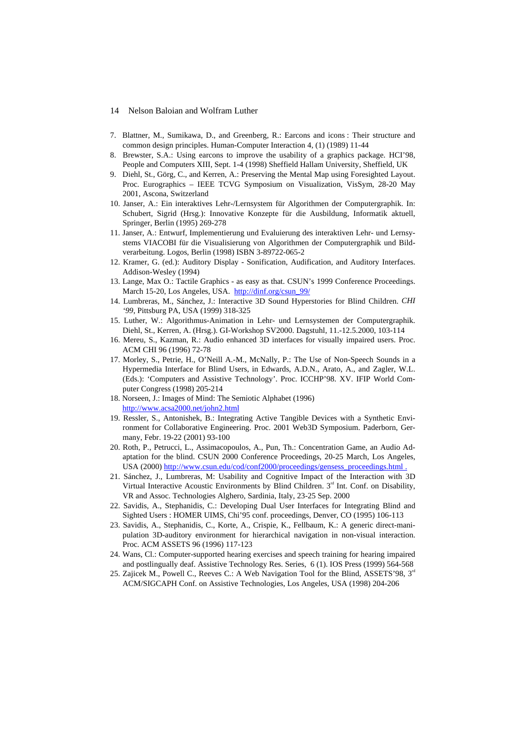7. Blattner, M., Sumikawa, D., and Greenberg, R.: Earcons and icons : Their structure and common design principles. Human-Computer Interaction 4, (1) (1989) 11-44
8. Brewster, S.A.: Using earcons to improve the usability of a graphics package. HCI'98, People and Computers XIII, Sept. 1-4 (1998) Sheffield Hallam University, Sheffield, UK
9. Diehl, St., Görg, C., and Kerren, A.: Preserving the Mental Map using Foresighted Layout. Proc. Eurographics – IEEE TCVG Symposium on Visualization, VisSym, 28-20 May 2001, Ascona, Switzerland
10. Janser, A.: Ein interaktives Lehr-/Lernsystem für Algorithmen der Computergraphik. In: Schubert, Sigrid (Hrsg.): Innovative Konzepte für die Ausbildung, Informatik aktuell, Springer, Berlin (1995) 269-278
11. Janser, A.: Entwurf, Implementierung und Evaluierung des interaktiven Lehr- und Lernsystems VIACOBI für die Visualisierung von Algorithmen der Computergraphik und Bildverarbeitung. Logos, Berlin (1998) ISBN 3-89722-065-2
12. Kramer, G. (ed.): Auditory Display - Sonification, Audification, and Auditory Interfaces. Addison-Wesley (1994)
13. Lange, Max O.: Tactile Graphics - as easy as that. CSUN's 1999 Conference Proceedings. March 15-20, Los Angeles, USA. http://dinf.org/csun_99/
14. Lumbreras, M., Sánchez, J.: Interactive 3D Sound Hyperstories for Blind Children. *CHI '99*, Pittsburg PA, USA (1999) 318-325
15. Luther, W.: Algorithmus-Animation in Lehr- und Lernsystemen der Computergraphik. Diehl, St., Kerren, A. (Hrsg.). GI-Workshop SV2000. Dagstuhl, 11.-12.5.2000, 103-114
16. Mereu, S., Kazman, R.: Audio enhanced 3D interfaces for visually impaired users. Proc. ACM CHI 96 (1996) 72-78
17. Morley, S., Petrie, H., O'Neill A.-M., McNally, P.: The Use of Non-Speech Sounds in a Hypermedia Interface for Blind Users, in Edwards, A.D.N., Arato, A., and Zagler, W.L. (Eds.): 'Computers and Assistive Technology'. Proc. ICCHP'98. XV. IFIP World Computer Congress (1998) 205-214
18. Norseen, J.: Images of Mind: The Semiotic Alphabet (1996) http://www.acsa2000.net/john2.html
19. Ressler, S., Antonishek, B.: Integrating Active Tangible Devices with a Synthetic Environment for Collaborative Engineering. Proc. 2001 Web3D Symposium. Paderborn, Germany, Febr. 19-22 (2001) 93-100
20. Roth, P., Petrucci, L., Assimacopoulos, A., Pun, Th.: Concentration Game, an Audio Adaptation for the blind. CSUN 2000 Conference Proceedings, 20-25 March, Los Angeles, USA (2000) http://www.csun.edu/cod/conf2000/proceedings/gensess_proceedings.html .
21. Sánchez, J., Lumbreras, M: Usability and Cognitive Impact of the Interaction with 3D Virtual Interactive Acoustic Environments by Blind Children. 3rd Int. Conf. on Disability, VR and Assoc. Technologies Alghero, Sardinia, Italy, 23-25 Sep. 2000
22. Savidis, A., Stephanidis, C.: Developing Dual User Interfaces for Integrating Blind and Sighted Users : HOMER UIMS, Chi'95 conf. proceedings, Denver, CO (1995) 106-113
23. Savidis, A., Stephanidis, C., Korte, A., Crispie, K., Fellbaum, K.: A generic direct-manipulation 3D-auditory environment for hierarchical navigation in non-visual interaction. Proc. ACM ASSETS 96 (1996) 117-123
24. Wans, Cl.: Computer-supported hearing exercises and speech training for hearing impaired and postlingually deaf. Assistive Technology Res. Series, 6 (1). IOS Press (1999) 564-568
25. Zajicek M., Powell C., Reeves C.: A Web Navigation Tool for the Blind, ASSETS'98, 3rd ACM/SIGCAPH Conf. on Assistive Technologies, Los Angeles, USA (1998) 204-206